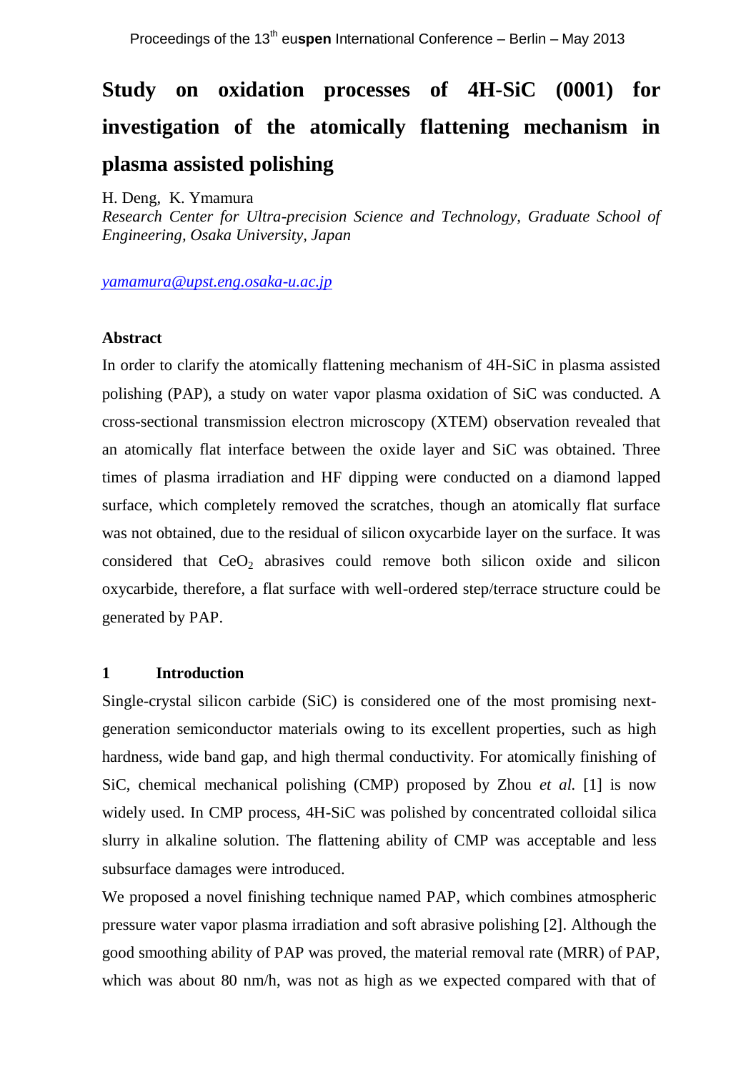# Study on oxidation processes of 4H-SiC (0001) for investigation of the atomically flattening mechanism in plasma assisted polishing

H. Deng, K. Ymamura

*Research Center for Ultra-precision Science and Technology, Graduate School of Engineering, Osaka University, Japan*

yamamura@upst.eng.osaka-u.ac.jp

### Abstract

In order to clarify the atomically flattening mechanism of 4H-SiC in plasma assisted polishing (PAP), a study on water vapor plasma oxidation of SiC was conducted. A cross-sectional transmission electron microscopy (XTEM) observation revealed that an atomically flat interface between the oxide layer and SiC was obtained. Three times of plasma irradiation and HF dipping were conducted on a diamond lapped surface, which completely removed the scratches, though an atomically flat surface was not obtained, due to the residual of silicon oxycarbide layer on the surface. It was considered that $CeO_2$ abrasives could remove both silicon oxide and silicon oxycarbide, therefore, a flat surface with well-ordered step/terrace structure could be generated by PAP.

## 1 Introduction

Single-crystal silicon carbide (SiC) is considered one of the most promising next-generation semiconductor materials owing to its excellent properties, such as high hardness, wide band gap, and high thermal conductivity. For atomically finishing of SiC, chemical mechanical polishing (CMP) proposed by Zhou *et al.* [1] is now widely used. In CMP process, 4H-SiC was polished by concentrated colloidal silica slurry in alkaline solution. The flattening ability of CMP was acceptable and less subsurface damages were introduced.

We proposed a novel finishing technique named PAP, which combines atmospheric pressure water vapor plasma irradiation and soft abrasive polishing [2]. Although the good smoothing ability of PAP was proved, the material removal rate (MRR) of PAP, which was about 80 nm/h, was not as high as we expected compared with that of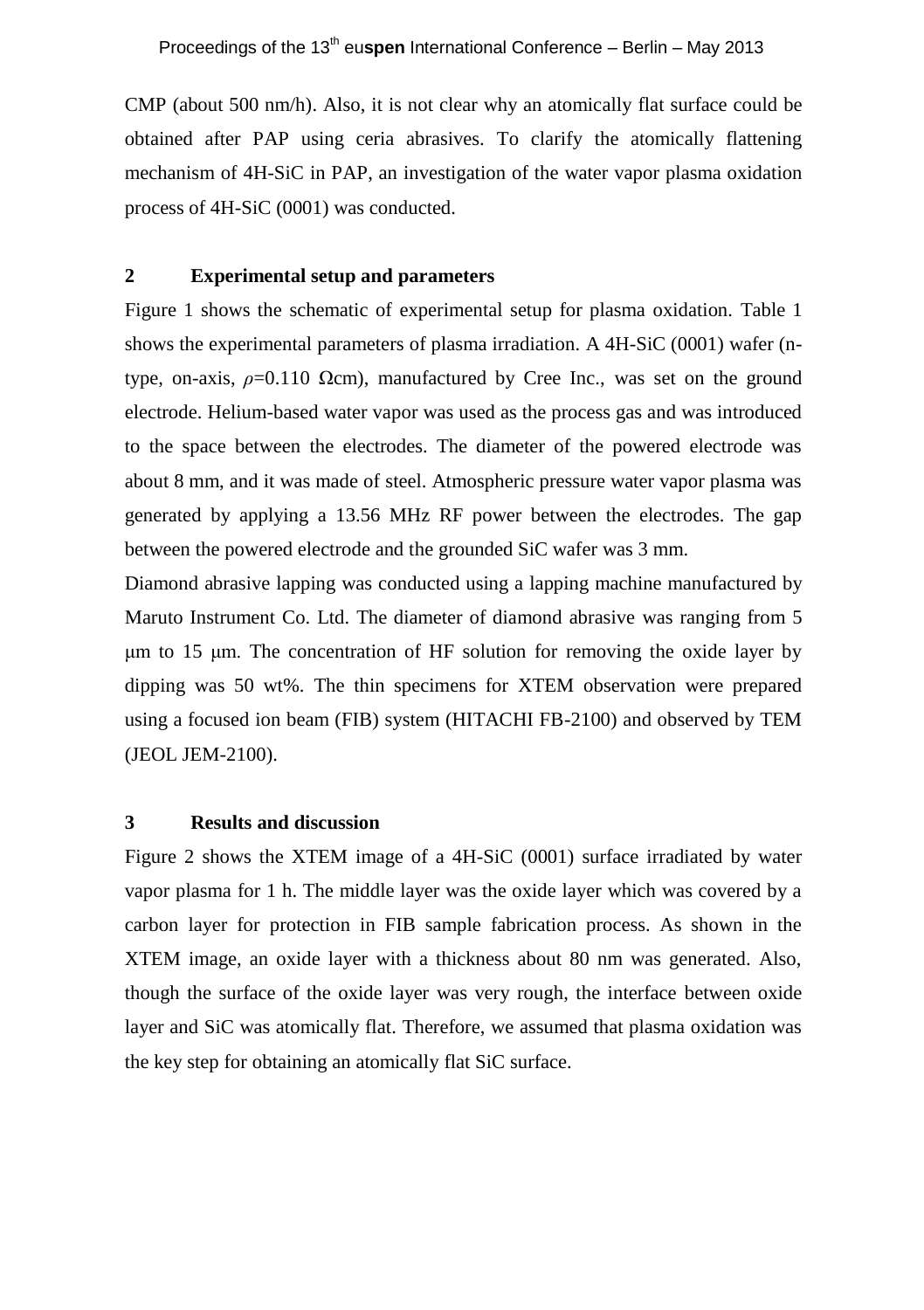CMP (about 500 nm/h). Also, it is not clear why an atomically flat surface could be obtained after PAP using ceria abrasives. To clarify the atomically flattening mechanism of 4H-SiC in PAP, an investigation of the water vapor plasma oxidation process of 4H-SiC (0001) was conducted.

## 2 Experimental setup and parameters

Figure 1 shows the schematic of experimental setup for plasma oxidation. Table 1 shows the experimental parameters of plasma irradiation. A 4H-SiC (0001) wafer (n-type, on-axis, $\rho$=0.110 Ωcm), manufactured by Cree Inc., was set on the ground electrode. Helium-based water vapor was used as the process gas and was introduced to the space between the electrodes. The diameter of the powered electrode was about 8 mm, and it was made of steel. Atmospheric pressure water vapor plasma was generated by applying a 13.56 MHz RF power between the electrodes. The gap between the powered electrode and the grounded SiC wafer was 3 mm.

Diamond abrasive lapping was conducted using a lapping machine manufactured by Maruto Instrument Co. Ltd. The diameter of diamond abrasive was ranging from 5 μm to 15 μm. The concentration of HF solution for removing the oxide layer by dipping was 50 wt%. The thin specimens for XTEM observation were prepared using a focused ion beam (FIB) system (HITACHI FB-2100) and observed by TEM (JEOL JEM-2100).

## 3 Results and discussion

Figure 2 shows the XTEM image of a 4H-SiC (0001) surface irradiated by water vapor plasma for 1 h. The middle layer was the oxide layer which was covered by a carbon layer for protection in FIB sample fabrication process. As shown in the XTEM image, an oxide layer with a thickness about 80 nm was generated. Also, though the surface of the oxide layer was very rough, the interface between oxide layer and SiC was atomically flat. Therefore, we assumed that plasma oxidation was the key step for obtaining an atomically flat SiC surface.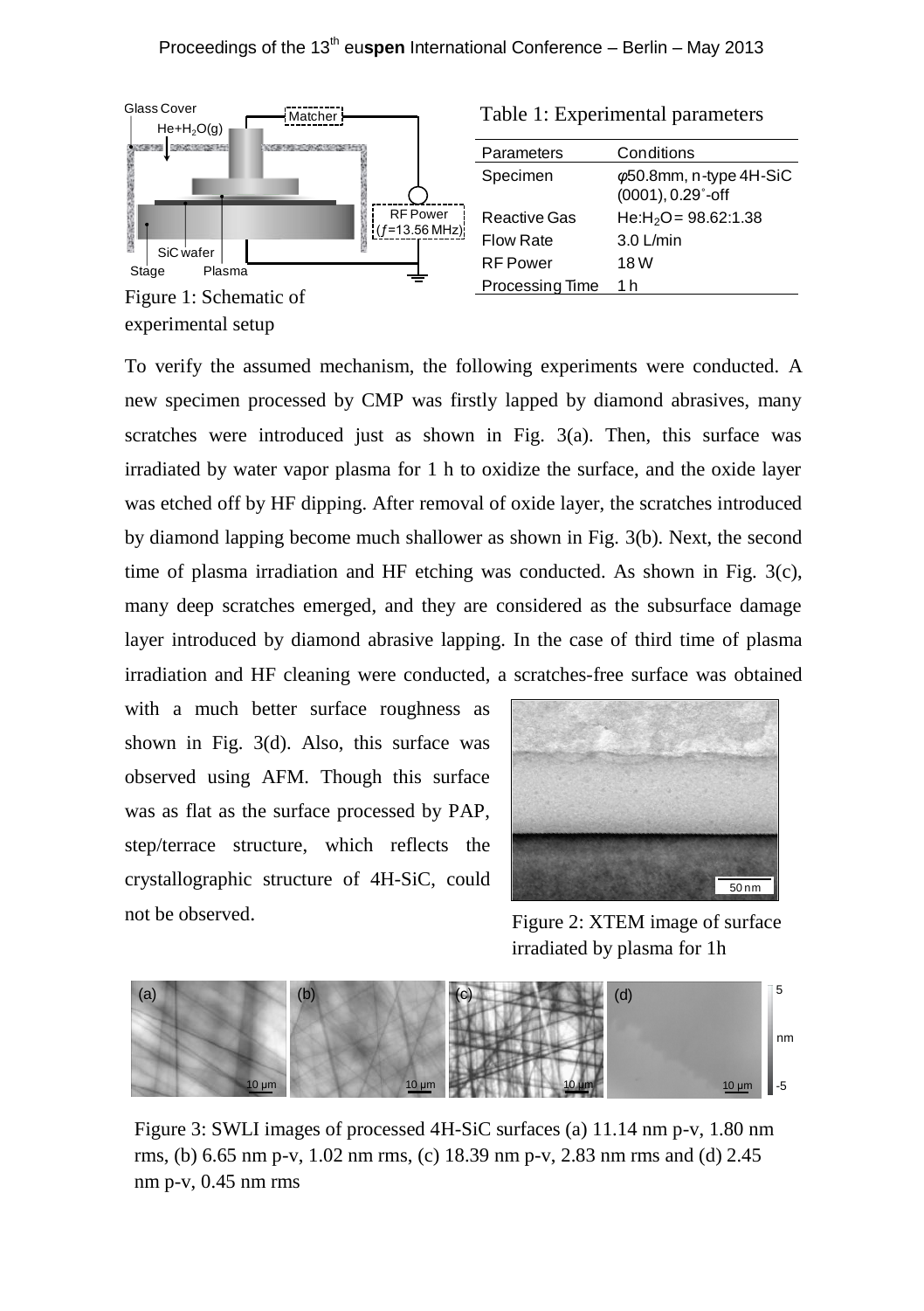Figure 1: Schematic of experimental setup

Table 1: Experimental parameters

| Parameters | Conditions |
| --- | --- |
| Specimen | φ50.8mm, n-type 4H-SiC (0001), 0.29°-off |
| Reactive Gas | $He:H_2O$ = 98.62:1.38 |
| Flow Rate | 3.0 L/min |
| RF Power | 18 W |
| Processing Time | 1 h |

To verify the assumed mechanism, the following experiments were conducted. A new specimen processed by CMP was firstly lapped by diamond abrasives, many scratches were introduced just as shown in Fig. 3(a). Then, this surface was irradiated by water vapor plasma for 1 h to oxidize the surface, and the oxide layer was etched off by HF dipping. After removal of oxide layer, the scratches introduced by diamond lapping become much shallower as shown in Fig. 3(b). Next, the second time of plasma irradiation and HF etching was conducted. As shown in Fig. 3(c), many deep scratches emerged, and they are considered as the subsurface damage layer introduced by diamond abrasive lapping. In the case of third time of plasma irradiation and HF cleaning were conducted, a scratches-free surface was obtained with a much better surface roughness as shown in Fig. 3(d). Also, this surface was observed using AFM. Though this surface was as flat as the surface processed by PAP, step/terrace structure, which reflects the crystallographic structure of 4H-SiC, could not be observed.

Figure 2: XTEM image of surface irradiated by plasma for 1h

Figure 3: SWLI images of processed 4H-SiC surfaces (a) 11.14 nm p-v, 1.80 nm rms, (b) 6.65 nm p-v, 1.02 nm rms, (c) 18.39 nm p-v, 2.83 nm rms and (d) 2.45 nm p-v, 0.45 nm rms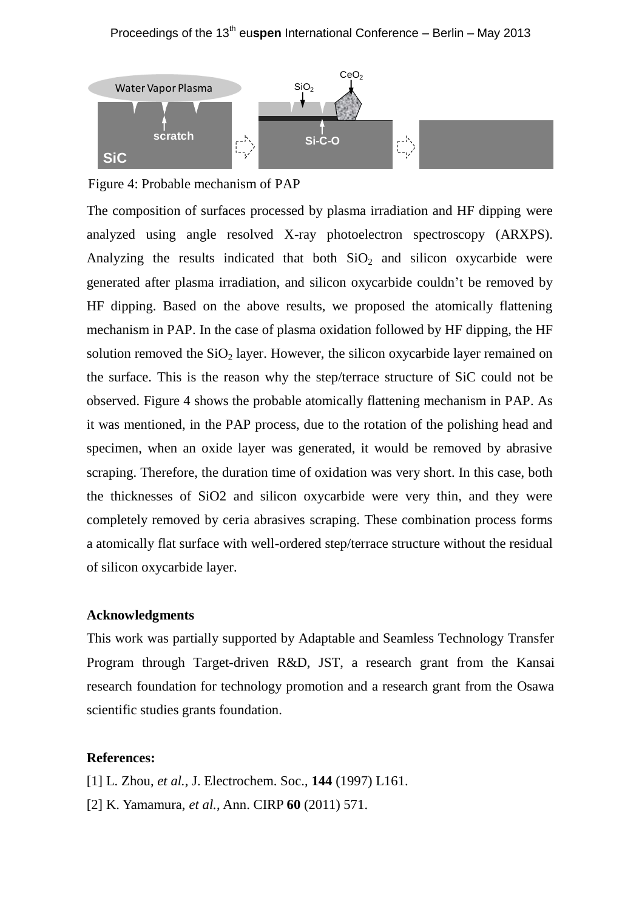Water Vapor Plasma

scratch

SiC

$SiO_2$

$CeO_2$

Si-C-O

Figure 4: Probable mechanism of PAP

The composition of surfaces processed by plasma irradiation and HF dipping were analyzed using angle resolved X-ray photoelectron spectroscopy (ARXPS). Analyzing the results indicated that both $SiO_2$ and silicon oxycarbide were generated after plasma irradiation, and silicon oxycarbide couldn't be removed by HF dipping. Based on the above results, we proposed the atomically flattening mechanism in PAP. In the case of plasma oxidation followed by HF dipping, the HF solution removed the $SiO_2$ layer. However, the silicon oxycarbide layer remained on the surface. This is the reason why the step/terrace structure of SiC could not be observed. Figure 4 shows the probable atomically flattening mechanism in PAP. As it was mentioned, in the PAP process, due to the rotation of the polishing head and specimen, when an oxide layer was generated, it would be removed by abrasive scraping. Therefore, the duration time of oxidation was very short. In this case, both the thicknesses of SiO2 and silicon oxycarbide were very thin, and they were completely removed by ceria abrasives scraping. These combination process forms a atomically flat surface with well-ordered step/terrace structure without the residual of silicon oxycarbide layer.

**Acknowledgments**

This work was partially supported by Adaptable and Seamless Technology Transfer Program through Target-driven R&D, JST, a research grant from the Kansai research foundation for technology promotion and a research grant from the Osawa scientific studies grants foundation.

**References:**

[1] L. Zhou, *et al.*, J. Electrochem. Soc., **144** (1997) L161.

[2] K. Yamamura, *et al.*, Ann. CIRP **60** (2011) 571.